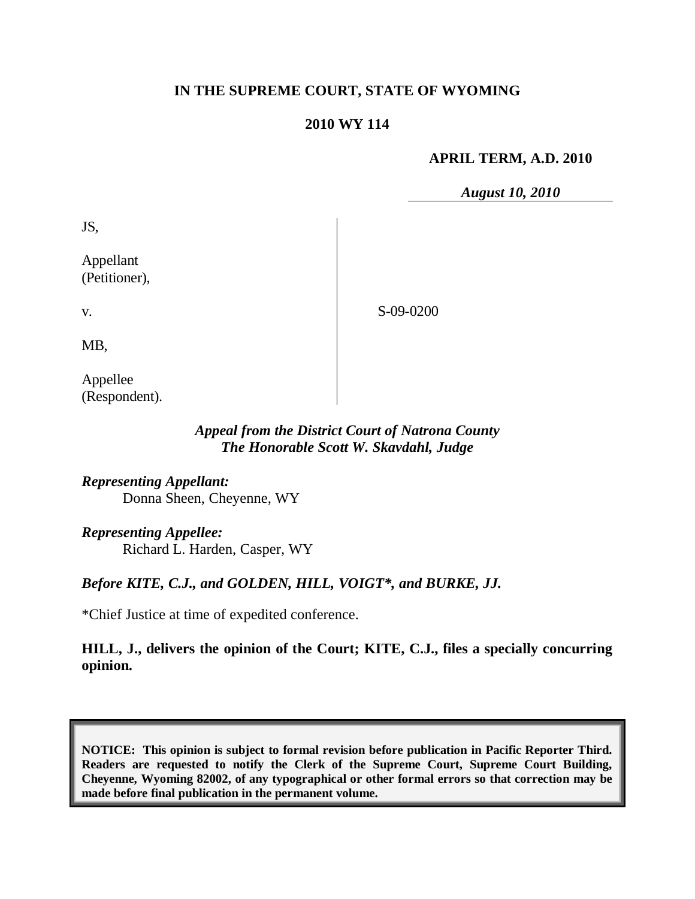**IN THE SUPREME COURT, STATE OF WYOMING**

**2010 WY 114**

**APRIL TERM, A.D. 2010**

***August 10, 2010***

JS,

Appellant
(Petitioner),

v.

MB,

Appellee
(Respondent).

S-09-0200

***Appeal from the District Court of Natrona County***
***The Honorable Scott W. Skavdahl, Judge***

***Representing Appellant:***
Donna Sheen, Cheyenne, WY

***Representing Appellee:***
Richard L. Harden, Casper, WY

***Before KITE, C.J., and GOLDEN, HILL, VOIGT\*, and BURKE, JJ.***

\*Chief Justice at time of expedited conference.

**HILL, J., delivers the opinion of the Court; KITE, C.J., files a specially concurring opinion.**

**NOTICE: This opinion is subject to formal revision before publication in Pacific Reporter Third. Readers are requested to notify the Clerk of the Supreme Court, Supreme Court Building, Cheyenne, Wyoming 82002, of any typographical or other formal errors so that correction may be made before final publication in the permanent volume.**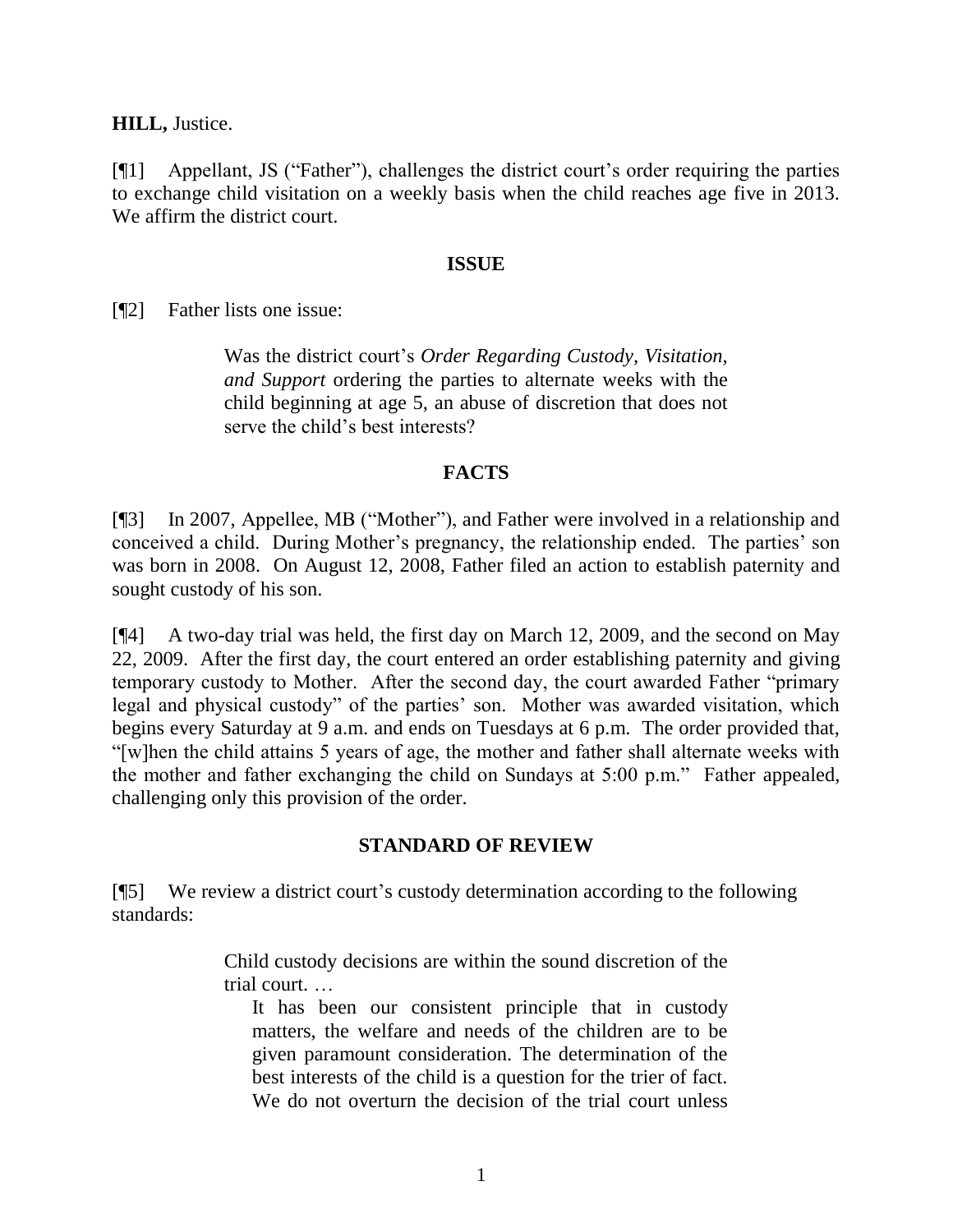**HILL,** Justice.

[¶1] Appellant, JS ("Father"), challenges the district court's order requiring the parties to exchange child visitation on a weekly basis when the child reaches age five in 2013. We affirm the district court.

## ISSUE

[¶2] Father lists one issue:

> Was the district court's *Order Regarding Custody, Visitation, and Support* ordering the parties to alternate weeks with the child beginning at age 5, an abuse of discretion that does not serve the child's best interests?

## FACTS

[¶3] In 2007, Appellee, MB ("Mother"), and Father were involved in a relationship and conceived a child. During Mother's pregnancy, the relationship ended. The parties' son was born in 2008. On August 12, 2008, Father filed an action to establish paternity and sought custody of his son.

[¶4] A two-day trial was held, the first day on March 12, 2009, and the second on May 22, 2009. After the first day, the court entered an order establishing paternity and giving temporary custody to Mother. After the second day, the court awarded Father "primary legal and physical custody" of the parties' son. Mother was awarded visitation, which begins every Saturday at 9 a.m. and ends on Tuesdays at 6 p.m. The order provided that, "[w]hen the child attains 5 years of age, the mother and father shall alternate weeks with the mother and father exchanging the child on Sundays at 5:00 p.m." Father appealed, challenging only this provision of the order.

## STANDARD OF REVIEW

[¶5] We review a district court's custody determination according to the following standards:

> Child custody decisions are within the sound discretion of the trial court. …
>
> It has been our consistent principle that in custody matters, the welfare and needs of the children are to be given paramount consideration. The determination of the best interests of the child is a question for the trier of fact. We do not overturn the decision of the trial court unless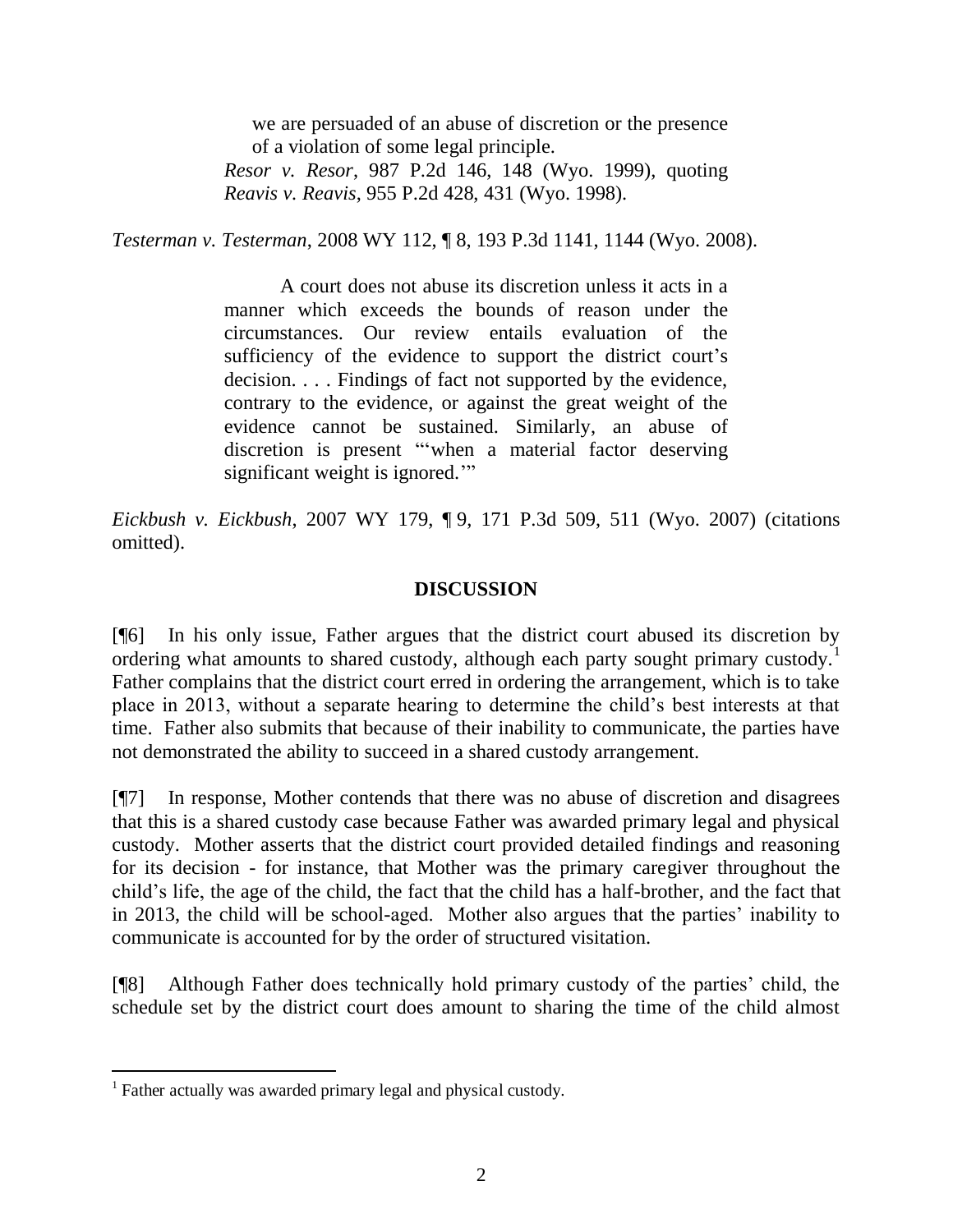> we are persuaded of an abuse of discretion or the presence of a violation of some legal principle.
>
> *Resor v. Resor*, 987 P.2d 146, 148 (Wyo. 1999), quoting *Reavis v. Reavis*, 955 P.2d 428, 431 (Wyo. 1998).

*Testerman v. Testerman*, 2008 WY 112, ¶ 8, 193 P.3d 1141, 1144 (Wyo. 2008).

> A court does not abuse its discretion unless it acts in a manner which exceeds the bounds of reason under the circumstances. Our review entails evaluation of the sufficiency of the evidence to support the district court's decision. . . . Findings of fact not supported by the evidence, contrary to the evidence, or against the great weight of the evidence cannot be sustained. Similarly, an abuse of discretion is present "'when a material factor deserving significant weight is ignored.'"

*Eickbush v. Eickbush*, 2007 WY 179, ¶ 9, 171 P.3d 509, 511 (Wyo. 2007) (citations omitted).

## DISCUSSION

[¶6] In his only issue, Father argues that the district court abused its discretion by ordering what amounts to shared custody, although each party sought primary custody.[1] Father complains that the district court erred in ordering the arrangement, which is to take place in 2013, without a separate hearing to determine the child's best interests at that time. Father also submits that because of their inability to communicate, the parties have not demonstrated the ability to succeed in a shared custody arrangement.

[¶7] In response, Mother contends that there was no abuse of discretion and disagrees that this is a shared custody case because Father was awarded primary legal and physical custody. Mother asserts that the district court provided detailed findings and reasoning for its decision - for instance, that Mother was the primary caregiver throughout the child's life, the age of the child, the fact that the child has a half-brother, and the fact that in 2013, the child will be school-aged. Mother also argues that the parties' inability to communicate is accounted for by the order of structured visitation.

[¶8] Although Father does technically hold primary custody of the parties' child, the schedule set by the district court does amount to sharing the time of the child almost

[1] Father actually was awarded primary legal and physical custody.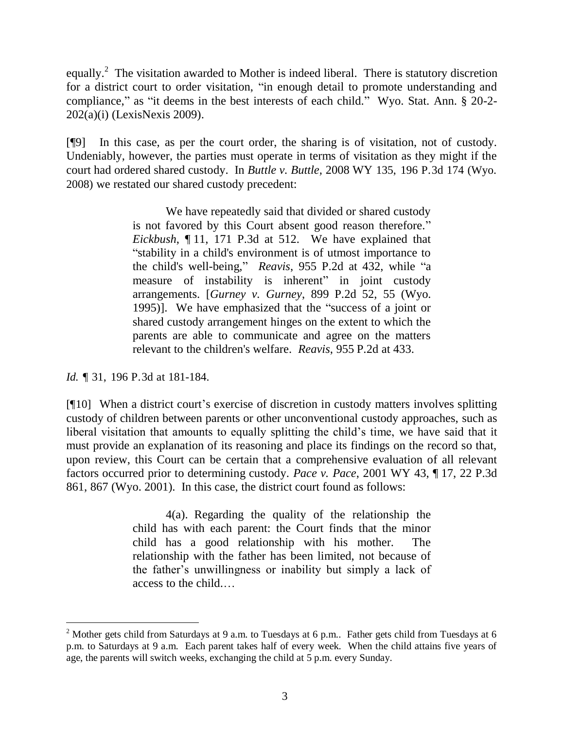equally.[2] The visitation awarded to Mother is indeed liberal. There is statutory discretion for a district court to order visitation, "in enough detail to promote understanding and compliance," as "it deems in the best interests of each child." Wyo. Stat. Ann. § 20-2-202(a)(i) (LexisNexis 2009).

[¶9] In this case, as per the court order, the sharing is of visitation, not of custody. Undeniably, however, the parties must operate in terms of visitation as they might if the court had ordered shared custody. In *Buttle v. Buttle*, 2008 WY 135, 196 P.3d 174 (Wyo. 2008) we restated our shared custody precedent:

> We have repeatedly said that divided or shared custody is not favored by this Court absent good reason therefore." *Eickbush*, ¶ 11, 171 P.3d at 512. We have explained that "stability in a child's environment is of utmost importance to the child's well-being," *Reavis*, 955 P.2d at 432, while "a measure of instability is inherent" in joint custody arrangements. [*Gurney v. Gurney*, 899 P.2d 52, 55 (Wyo. 1995)]. We have emphasized that the "success of a joint or shared custody arrangement hinges on the extent to which the parents are able to communicate and agree on the matters relevant to the children's welfare. *Reavis*, 955 P.2d at 433.

*Id.* ¶ 31, 196 P.3d at 181-184.

[¶10] When a district court's exercise of discretion in custody matters involves splitting custody of children between parents or other unconventional custody approaches, such as liberal visitation that amounts to equally splitting the child's time, we have said that it must provide an explanation of its reasoning and place its findings on the record so that, upon review, this Court can be certain that a comprehensive evaluation of all relevant factors occurred prior to determining custody. *Pace v. Pace*, 2001 WY 43, ¶ 17, 22 P.3d 861, 867 (Wyo. 2001). In this case, the district court found as follows:

> 4(a). Regarding the quality of the relationship the child has with each parent: the Court finds that the minor child has a good relationship with his mother. The relationship with the father has been limited, not because of the father's unwillingness or inability but simply a lack of access to the child.…

---

[2] Mother gets child from Saturdays at 9 a.m. to Tuesdays at 6 p.m.. Father gets child from Tuesdays at 6 p.m. to Saturdays at 9 a.m. Each parent takes half of every week. When the child attains five years of age, the parents will switch weeks, exchanging the child at 5 p.m. every Sunday.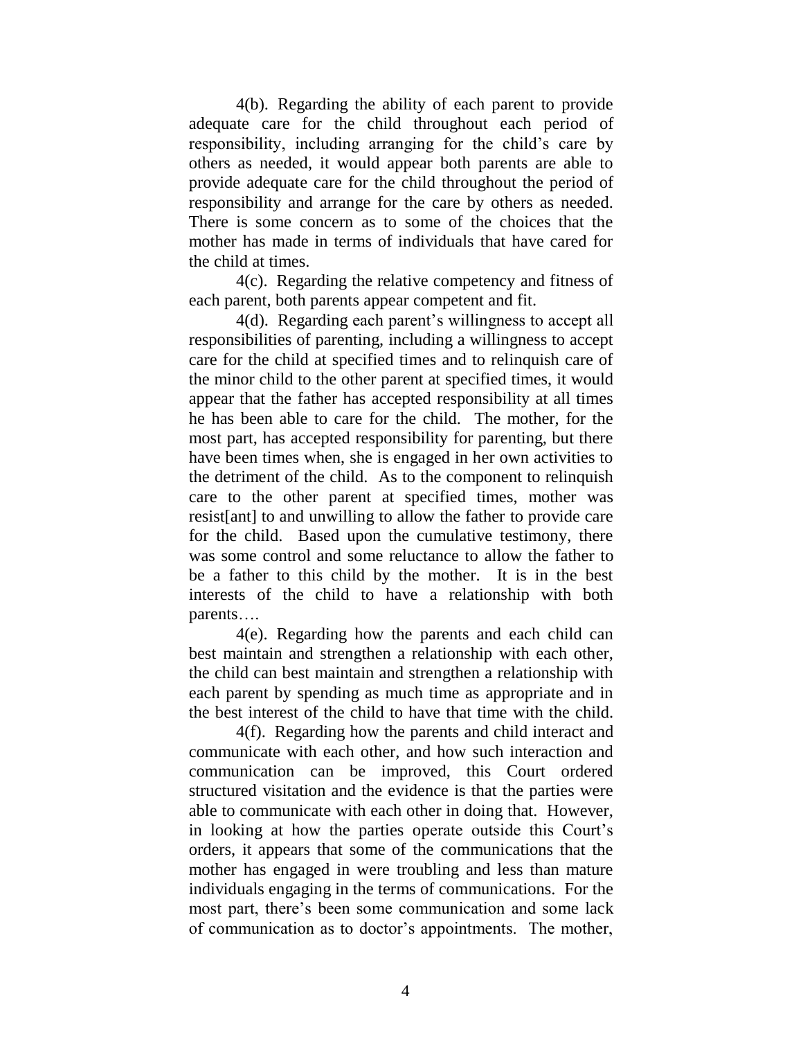4(b). Regarding the ability of each parent to provide adequate care for the child throughout each period of responsibility, including arranging for the child's care by others as needed, it would appear both parents are able to provide adequate care for the child throughout the period of responsibility and arrange for the care by others as needed. There is some concern as to some of the choices that the mother has made in terms of individuals that have cared for the child at times.

4(c). Regarding the relative competency and fitness of each parent, both parents appear competent and fit.

4(d). Regarding each parent's willingness to accept all responsibilities of parenting, including a willingness to accept care for the child at specified times and to relinquish care of the minor child to the other parent at specified times, it would appear that the father has accepted responsibility at all times he has been able to care for the child. The mother, for the most part, has accepted responsibility for parenting, but there have been times when, she is engaged in her own activities to the detriment of the child. As to the component to relinquish care to the other parent at specified times, mother was resist[ant] to and unwilling to allow the father to provide care for the child. Based upon the cumulative testimony, there was some control and some reluctance to allow the father to be a father to this child by the mother. It is in the best interests of the child to have a relationship with both parents….

4(e). Regarding how the parents and each child can best maintain and strengthen a relationship with each other, the child can best maintain and strengthen a relationship with each parent by spending as much time as appropriate and in the best interest of the child to have that time with the child.

4(f). Regarding how the parents and child interact and communicate with each other, and how such interaction and communication can be improved, this Court ordered structured visitation and the evidence is that the parties were able to communicate with each other in doing that. However, in looking at how the parties operate outside this Court's orders, it appears that some of the communications that the mother has engaged in were troubling and less than mature individuals engaging in the terms of communications. For the most part, there's been some communication and some lack of communication as to doctor's appointments. The mother,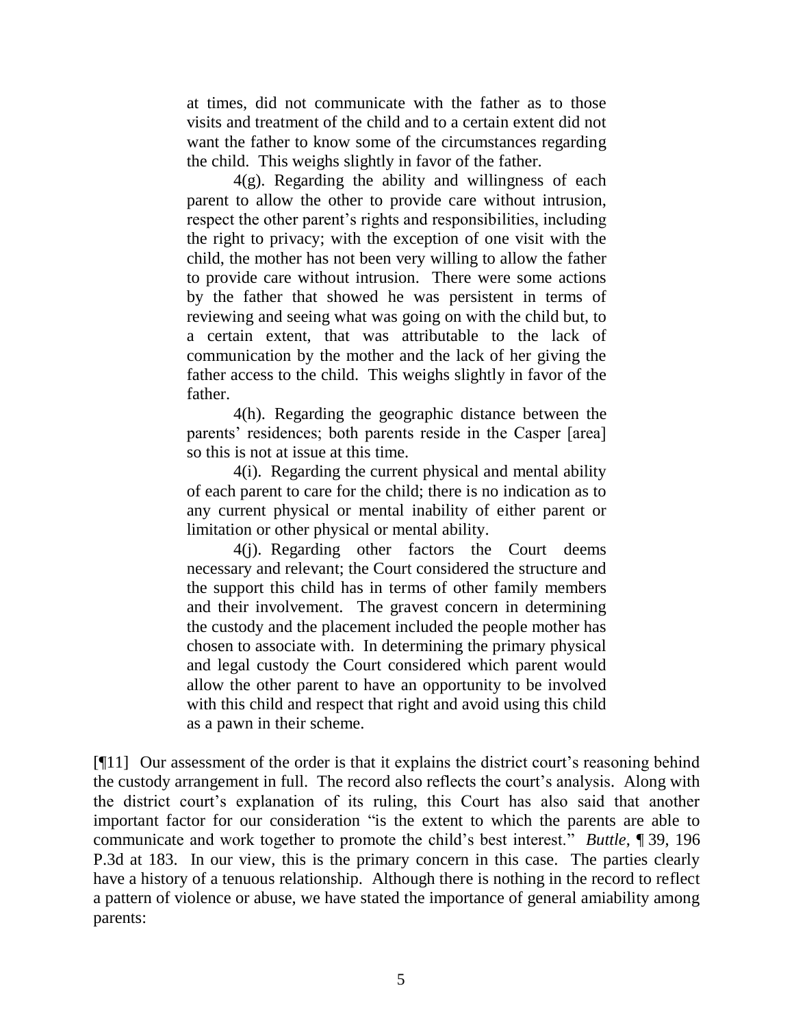> at times, did not communicate with the father as to those visits and treatment of the child and to a certain extent did not want the father to know some of the circumstances regarding the child. This weighs slightly in favor of the father.
>
> 4(g). Regarding the ability and willingness of each parent to allow the other to provide care without intrusion, respect the other parent's rights and responsibilities, including the right to privacy; with the exception of one visit with the child, the mother has not been very willing to allow the father to provide care without intrusion. There were some actions by the father that showed he was persistent in terms of reviewing and seeing what was going on with the child but, to a certain extent, that was attributable to the lack of communication by the mother and the lack of her giving the father access to the child. This weighs slightly in favor of the father.
>
> 4(h). Regarding the geographic distance between the parents' residences; both parents reside in the Casper [area] so this is not at issue at this time.
>
> 4(i). Regarding the current physical and mental ability of each parent to care for the child; there is no indication as to any current physical or mental inability of either parent or limitation or other physical or mental ability.
>
> 4(j). Regarding other factors the Court deems necessary and relevant; the Court considered the structure and the support this child has in terms of other family members and their involvement. The gravest concern in determining the custody and the placement included the people mother has chosen to associate with. In determining the primary physical and legal custody the Court considered which parent would allow the other parent to have an opportunity to be involved with this child and respect that right and avoid using this child as a pawn in their scheme.

[¶11] Our assessment of the order is that it explains the district court's reasoning behind the custody arrangement in full. The record also reflects the court's analysis. Along with the district court's explanation of its ruling, this Court has also said that another important factor for our consideration "is the extent to which the parents are able to communicate and work together to promote the child's best interest." *Buttle*, ¶ 39, 196 P.3d at 183. In our view, this is the primary concern in this case. The parties clearly have a history of a tenuous relationship. Although there is nothing in the record to reflect a pattern of violence or abuse, we have stated the importance of general amiability among parents: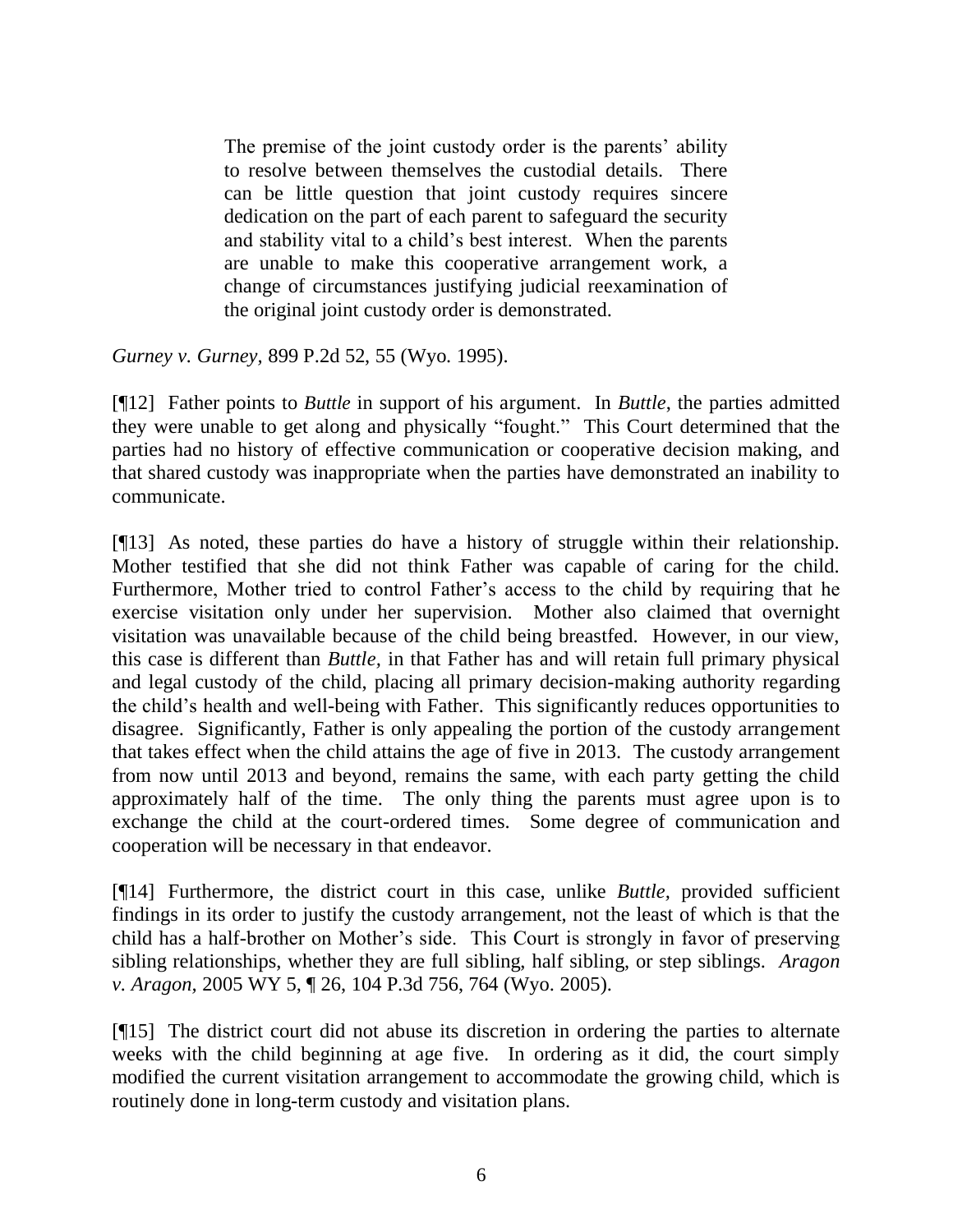> The premise of the joint custody order is the parents' ability to resolve between themselves the custodial details. There can be little question that joint custody requires sincere dedication on the part of each parent to safeguard the security and stability vital to a child's best interest. When the parents are unable to make this cooperative arrangement work, a change of circumstances justifying judicial reexamination of the original joint custody order is demonstrated.

*Gurney v. Gurney*, 899 P.2d 52, 55 (Wyo. 1995).

[¶12] Father points to *Buttle* in support of his argument. In *Buttle*, the parties admitted they were unable to get along and physically "fought." This Court determined that the parties had no history of effective communication or cooperative decision making, and that shared custody was inappropriate when the parties have demonstrated an inability to communicate.

[¶13] As noted, these parties do have a history of struggle within their relationship. Mother testified that she did not think Father was capable of caring for the child. Furthermore, Mother tried to control Father's access to the child by requiring that he exercise visitation only under her supervision. Mother also claimed that overnight visitation was unavailable because of the child being breastfed. However, in our view, this case is different than *Buttle*, in that Father has and will retain full primary physical and legal custody of the child, placing all primary decision-making authority regarding the child's health and well-being with Father. This significantly reduces opportunities to disagree. Significantly, Father is only appealing the portion of the custody arrangement that takes effect when the child attains the age of five in 2013. The custody arrangement from now until 2013 and beyond, remains the same, with each party getting the child approximately half of the time. The only thing the parents must agree upon is to exchange the child at the court-ordered times. Some degree of communication and cooperation will be necessary in that endeavor.

[¶14] Furthermore, the district court in this case, unlike *Buttle*, provided sufficient findings in its order to justify the custody arrangement, not the least of which is that the child has a half-brother on Mother's side. This Court is strongly in favor of preserving sibling relationships, whether they are full sibling, half sibling, or step siblings. *Aragon v. Aragon*, 2005 WY 5, ¶ 26, 104 P.3d 756, 764 (Wyo. 2005).

[¶15] The district court did not abuse its discretion in ordering the parties to alternate weeks with the child beginning at age five. In ordering as it did, the court simply modified the current visitation arrangement to accommodate the growing child, which is routinely done in long-term custody and visitation plans.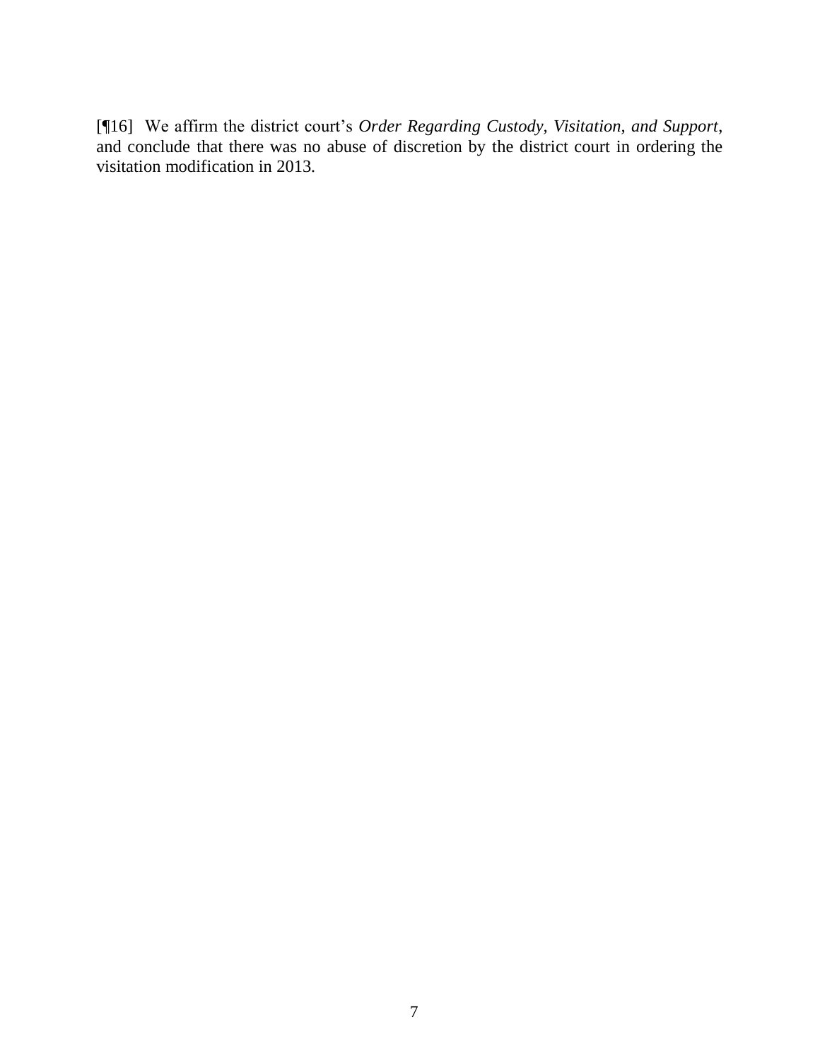[¶16] We affirm the district court's *Order Regarding Custody, Visitation, and Support*, and conclude that there was no abuse of discretion by the district court in ordering the visitation modification in 2013.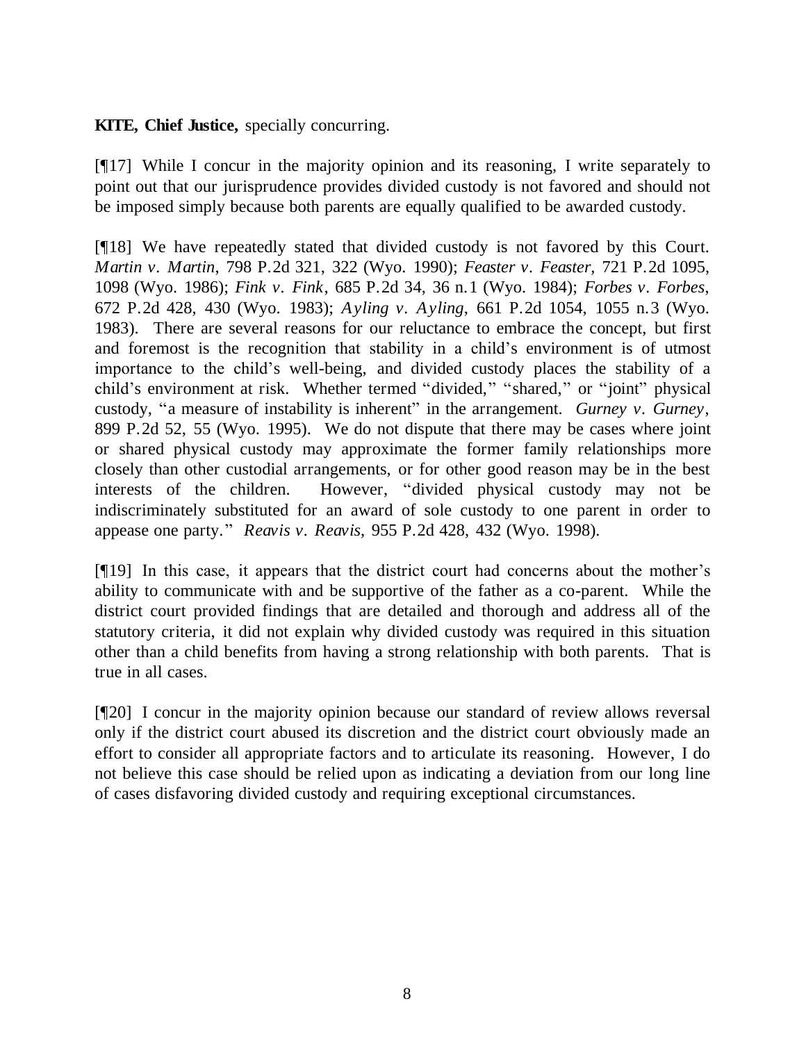**KITE, Chief Justice,** specially concurring.

[¶17] While I concur in the majority opinion and its reasoning, I write separately to point out that our jurisprudence provides divided custody is not favored and should not be imposed simply because both parents are equally qualified to be awarded custody.

[¶18] We have repeatedly stated that divided custody is not favored by this Court. *Martin v. Martin*, 798 P.2d 321, 322 (Wyo. 1990); *Feaster v. Feaster*, 721 P.2d 1095, 1098 (Wyo. 1986); *Fink v. Fink*, 685 P.2d 34, 36 n.1 (Wyo. 1984); *Forbes v. Forbes*, 672 P.2d 428, 430 (Wyo. 1983); *Ayling v. Ayling*, 661 P.2d 1054, 1055 n.3 (Wyo. 1983). There are several reasons for our reluctance to embrace the concept, but first and foremost is the recognition that stability in a child's environment is of utmost importance to the child's well-being, and divided custody places the stability of a child's environment at risk. Whether termed "divided," "shared," or "joint" physical custody, "a measure of instability is inherent" in the arrangement. *Gurney v. Gurney*, 899 P.2d 52, 55 (Wyo. 1995). We do not dispute that there may be cases where joint or shared physical custody may approximate the former family relationships more closely than other custodial arrangements, or for other good reason may be in the best interests of the children. However, "divided physical custody may not be indiscriminately substituted for an award of sole custody to one parent in order to appease one party." *Reavis v. Reavis*, 955 P.2d 428, 432 (Wyo. 1998).

[¶19] In this case, it appears that the district court had concerns about the mother's ability to communicate with and be supportive of the father as a co-parent. While the district court provided findings that are detailed and thorough and address all of the statutory criteria, it did not explain why divided custody was required in this situation other than a child benefits from having a strong relationship with both parents. That is true in all cases.

[¶20] I concur in the majority opinion because our standard of review allows reversal only if the district court abused its discretion and the district court obviously made an effort to consider all appropriate factors and to articulate its reasoning. However, I do not believe this case should be relied upon as indicating a deviation from our long line of cases disfavoring divided custody and requiring exceptional circumstances.